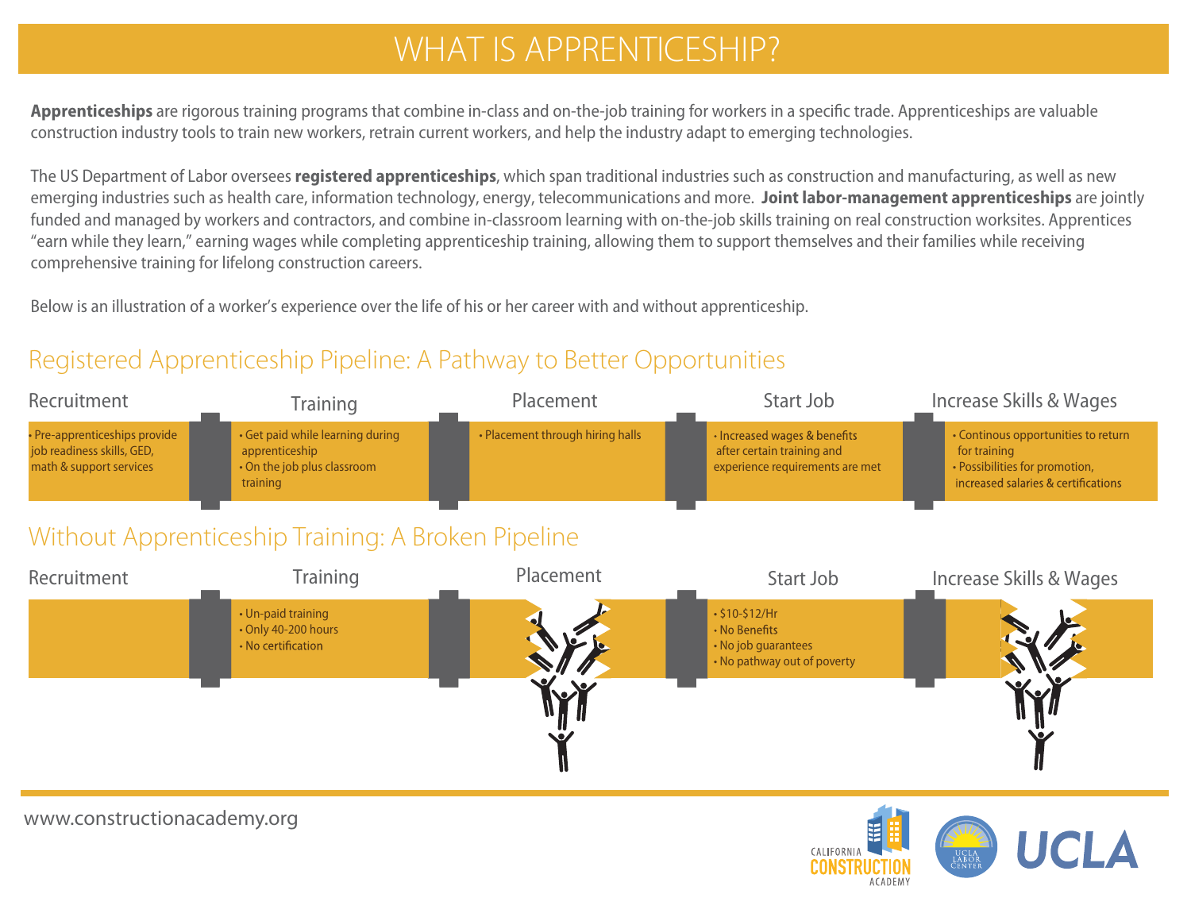# WHAT IS APPRENTICESHIP?

**Apprenticeships** are rigorous training programs that combine in-class and on-the-job training for workers in a specific trade. Apprenticeships are valuable construction industry tools to train new workers, retrain current workers, and help the industry adapt to emerging technologies.

The US Department of Labor oversees **registered apprenticeships**, which span traditional industries such as construction and manufacturing, as well as new emerging industries such as health care, information technology, energy, telecommunications and more. **Joint labor-management apprenticeships** are jointly funded and managed by workers and contractors, and combine in-classroom learning with on-the-job skills training on real construction worksites. Apprentices "earn while they learn," earning wages while completing apprenticeship training, allowing them to support themselves and their families while receiving comprehensive training for lifelong construction careers.

Below is an illustration of a worker's experience over the life of his or her career with and without apprenticeship.

## Registered Apprenticeship Pipeline: A Pathway to Better Opportunities

| Recruitment | Training | Placement | Start Job | Increase Skills & Wages |
|---|---|---|---|---|
| • Pre-apprenticeships provide job readiness skills, GED, math & support services | • Get paid while learning during apprenticeship<br>• On the job plus classroom training | • Placement through hiring halls | • Increased wages & benefits after certain training and experience requirements are met | • Continous opportunities to return for training<br>• Possibilities for promotion, increased salaries & certifications |

## Without Apprenticeship Training: A Broken Pipeline

| Recruitment | Training | Placement | Start Job | Increase Skills & Wages |
|---|---|---|---|---|
| | • Un-paid training<br>• Only 40-200 hours<br>• No certification | | • $10-$12/Hr<br>• No Benefits<br>• No job guarantees<br>• No pathway out of poverty | |

www.constructionacademy.org

CALIFORNIA CONSTRUCTION ACADEMY | UCLA LABOR CENTER | UCLA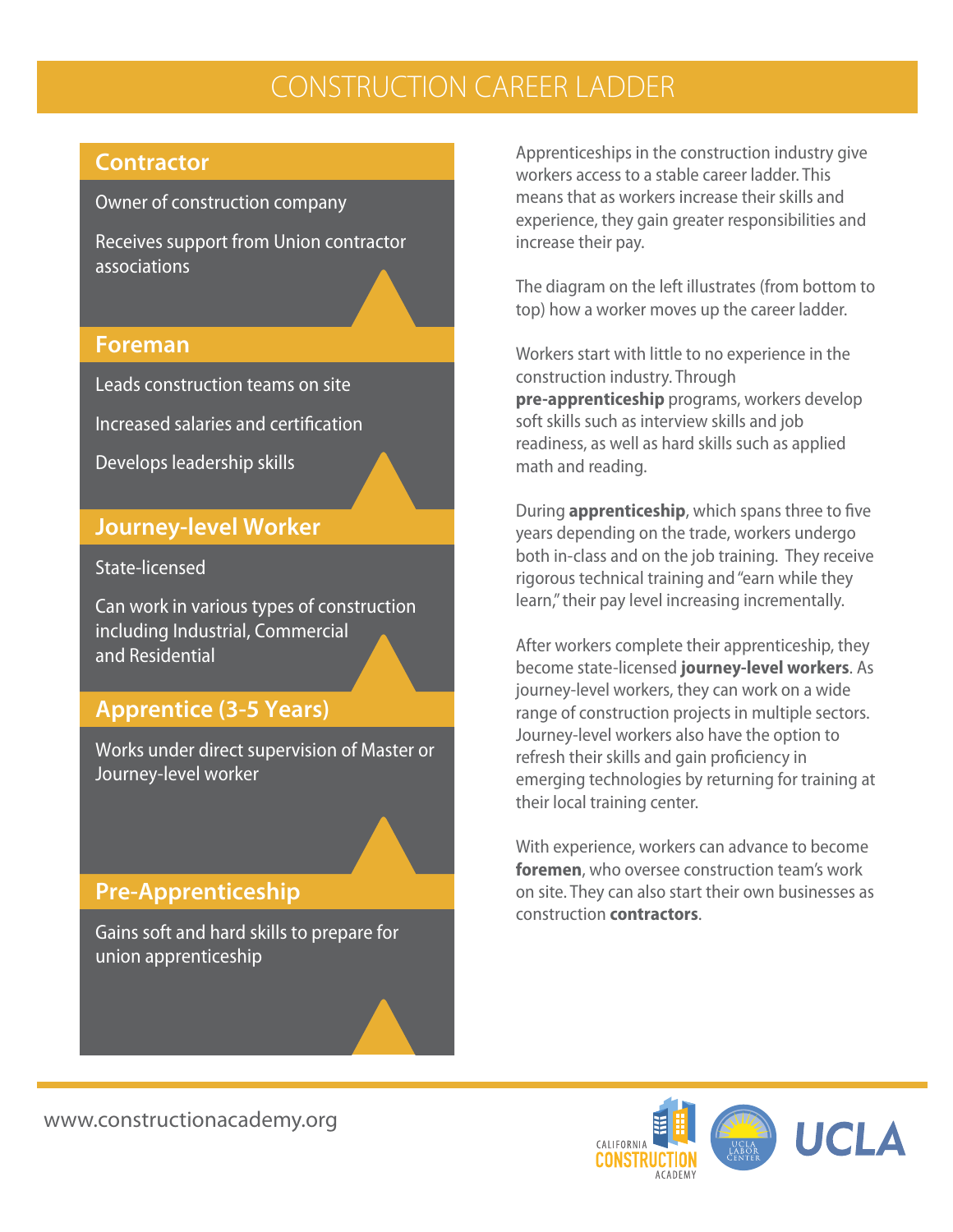# CONSTRUCTION CAREER LADDER

## Contractor

Owner of construction company

Receives support from Union contractor associations

## Foreman

Leads construction teams on site

Increased salaries and certification

Develops leadership skills

## Journey-level Worker

State-licensed

Can work in various types of construction including Industrial, Commercial and Residential

## Apprentice (3-5 Years)

Works under direct supervision of Master or Journey-level worker

## Pre-Apprenticeship

Gains soft and hard skills to prepare for union apprenticeship

Apprenticeships in the construction industry give workers access to a stable career ladder. This means that as workers increase their skills and experience, they gain greater responsibilities and increase their pay.

The diagram on the left illustrates (from bottom to top) how a worker moves up the career ladder.

Workers start with little to no experience in the construction industry. Through **pre-apprenticeship** programs, workers develop soft skills such as interview skills and job readiness, as well as hard skills such as applied math and reading.

During **apprenticeship**, which spans three to five years depending on the trade, workers undergo both in-class and on the job training. They receive rigorous technical training and "earn while they learn," their pay level increasing incrementally.

After workers complete their apprenticeship, they become state-licensed **journey-level workers**. As journey-level workers, they can work on a wide range of construction projects in multiple sectors. Journey-level workers also have the option to refresh their skills and gain proficiency in emerging technologies by returning for training at their local training center.

With experience, workers can advance to become **foremen**, who oversee construction team's work on site. They can also start their own businesses as construction **contractors**.

www.constructionacademy.org

CALIFORNIA CONSTRUCTION ACADEMY

UCLA LABOR CENTER

UCLA